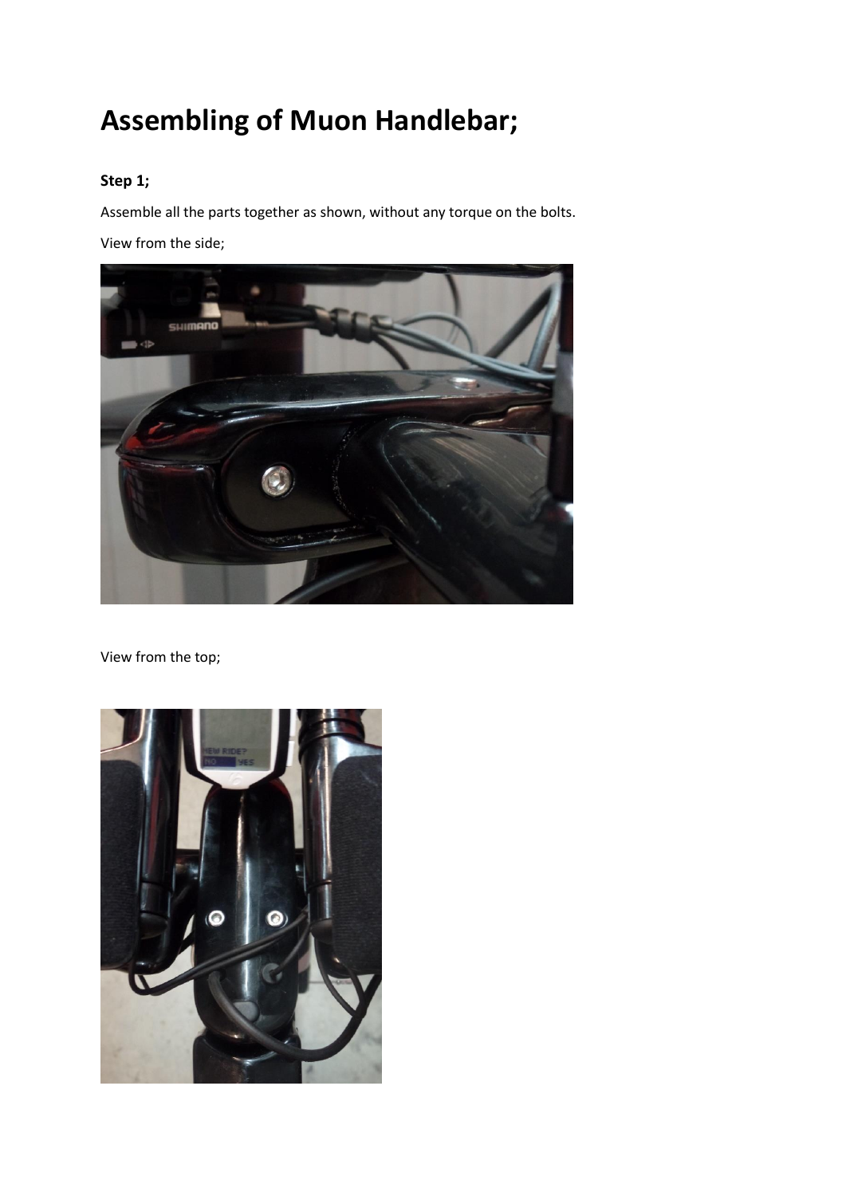# Assembling of Muon Handlebar;

### Step 1;

Assemble all the parts together as shown, without any torque on the bolts.

View from the side;

View from the top;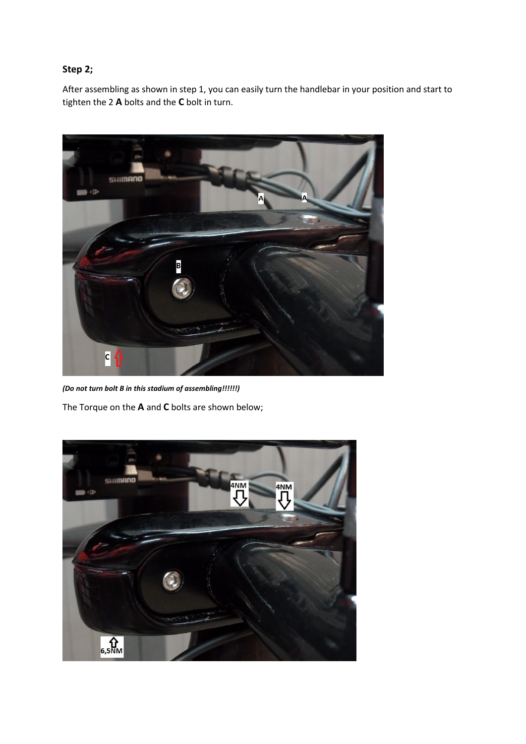**Step 2;**

After assembling as shown in step 1, you can easily turn the handlebar in your position and start to tighten the 2 **A** bolts and the **C** bolt in turn.

***(Do not turn bolt B in this stadium of assembling!!!!!!)***

The Torque on the **A** and **C** bolts are shown below;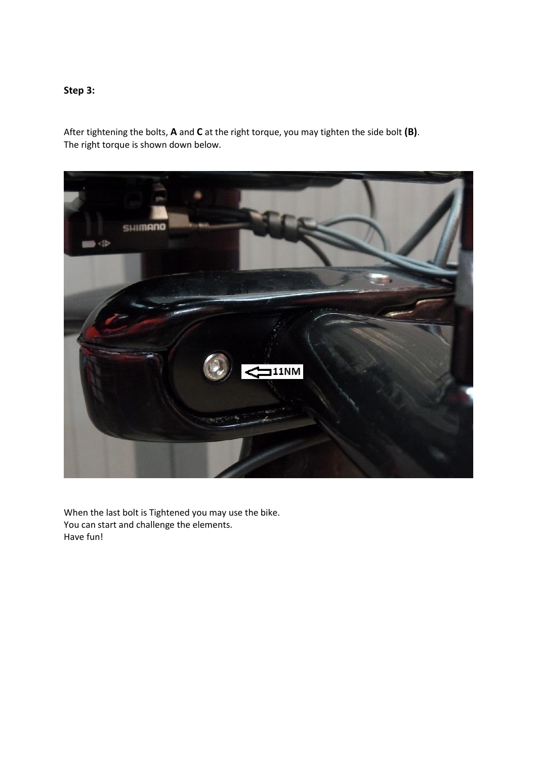**Step 3:**

After tightening the bolts, **A** and **C** at the right torque, you may tighten the side bolt **(B)**.
The right torque is shown down below.

When the last bolt is Tightened you may use the bike.
You can start and challenge the elements.
Have fun!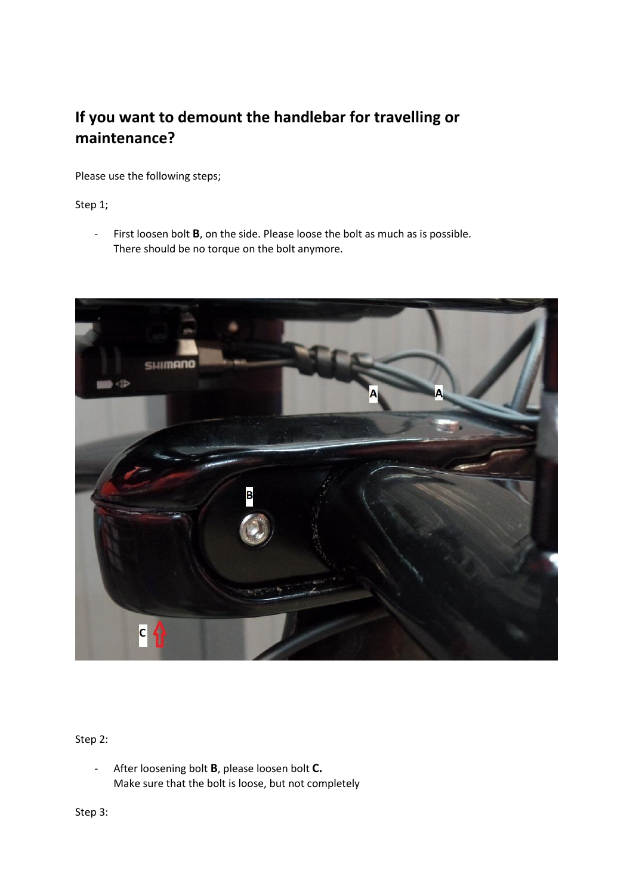## If you want to demount the handlebar for travelling or maintenance?

Please use the following steps;

Step 1;

- First loosen bolt **B**, on the side. Please loose the bolt as much as is possible.
  There should be no torque on the bolt anymore.

Step 2:

- After loosening bolt **B**, please loosen bolt **C.**
  Make sure that the bolt is loose, but not completely

Step 3: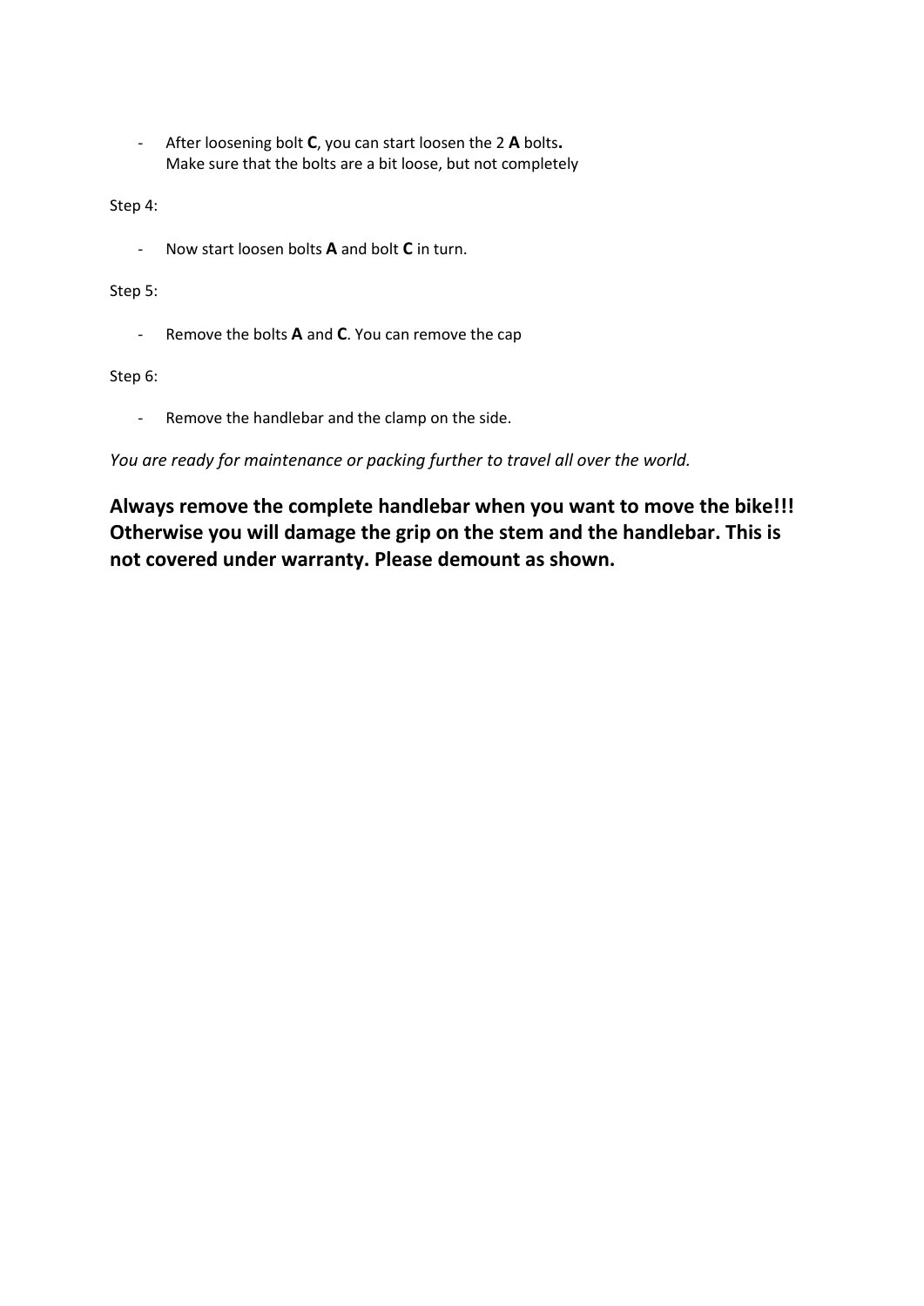- After loosening bolt **C**, you can start loosen the 2 **A** bolts**.**
  Make sure that the bolts are a bit loose, but not completely

Step 4:

- Now start loosen bolts **A** and bolt **C** in turn.

Step 5:

- Remove the bolts **A** and **C**. You can remove the cap

Step 6:

- Remove the handlebar and the clamp on the side.

*You are ready for maintenance or packing further to travel all over the world.*

**Always remove the complete handlebar when you want to move the bike!!! Otherwise you will damage the grip on the stem and the handlebar. This is not covered under warranty. Please demount as shown.**